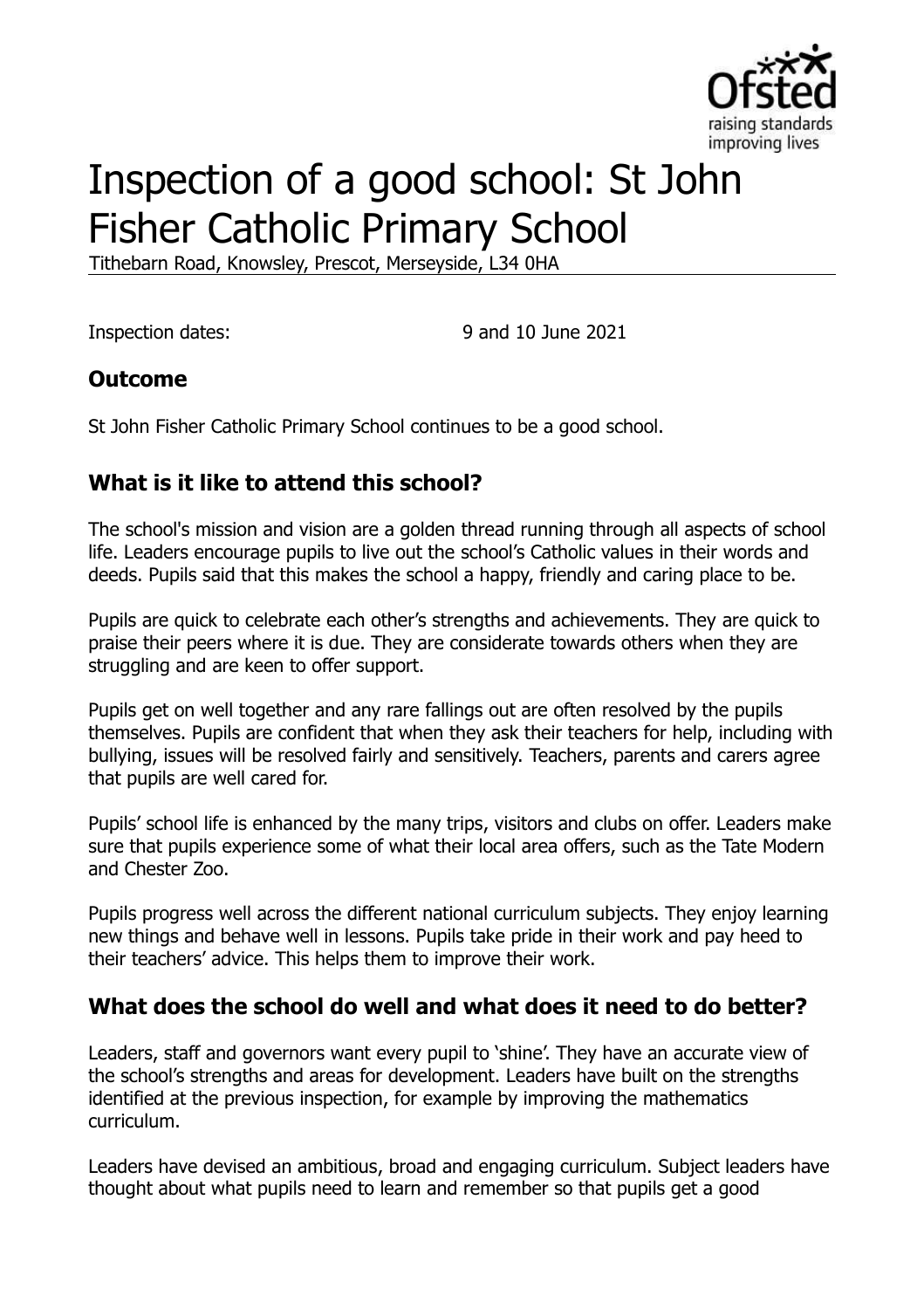# Inspection of a good school: St John Fisher Catholic Primary School

Tithebarn Road, Knowsley, Prescot, Merseyside, L34 0HA

Inspection dates: 9 and 10 June 2021

## Outcome

St John Fisher Catholic Primary School continues to be a good school.

## What is it like to attend this school?

The school's mission and vision are a golden thread running through all aspects of school life. Leaders encourage pupils to live out the school's Catholic values in their words and deeds. Pupils said that this makes the school a happy, friendly and caring place to be.

Pupils are quick to celebrate each other's strengths and achievements. They are quick to praise their peers where it is due. They are considerate towards others when they are struggling and are keen to offer support.

Pupils get on well together and any rare fallings out are often resolved by the pupils themselves. Pupils are confident that when they ask their teachers for help, including with bullying, issues will be resolved fairly and sensitively. Teachers, parents and carers agree that pupils are well cared for.

Pupils' school life is enhanced by the many trips, visitors and clubs on offer. Leaders make sure that pupils experience some of what their local area offers, such as the Tate Modern and Chester Zoo.

Pupils progress well across the different national curriculum subjects. They enjoy learning new things and behave well in lessons. Pupils take pride in their work and pay heed to their teachers' advice. This helps them to improve their work.

## What does the school do well and what does it need to do better?

Leaders, staff and governors want every pupil to 'shine'. They have an accurate view of the school's strengths and areas for development. Leaders have built on the strengths identified at the previous inspection, for example by improving the mathematics curriculum.

Leaders have devised an ambitious, broad and engaging curriculum. Subject leaders have thought about what pupils need to learn and remember so that pupils get a good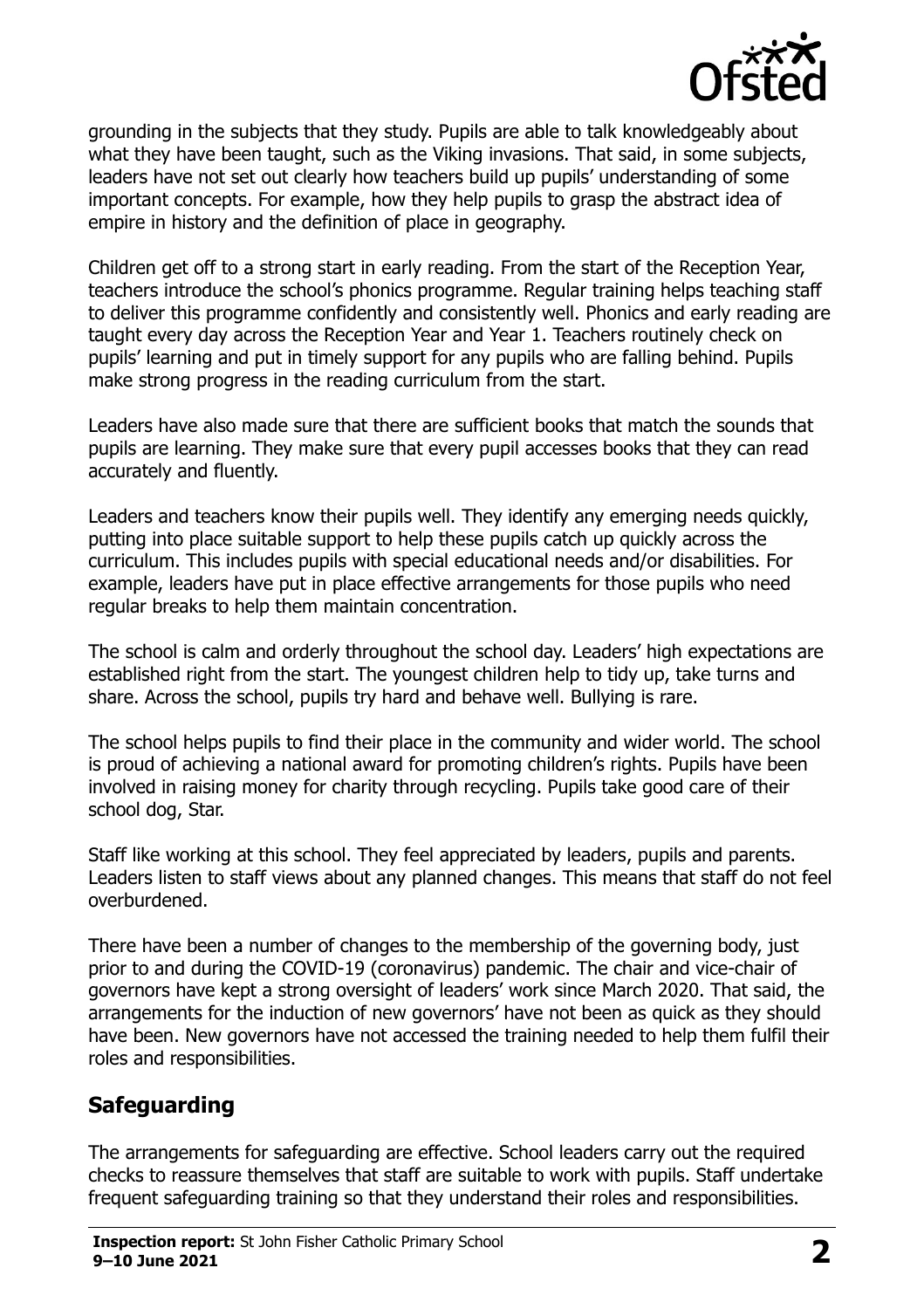grounding in the subjects that they study. Pupils are able to talk knowledgeably about what they have been taught, such as the Viking invasions. That said, in some subjects, leaders have not set out clearly how teachers build up pupils' understanding of some important concepts. For example, how they help pupils to grasp the abstract idea of empire in history and the definition of place in geography.

Children get off to a strong start in early reading. From the start of the Reception Year, teachers introduce the school's phonics programme. Regular training helps teaching staff to deliver this programme confidently and consistently well. Phonics and early reading are taught every day across the Reception Year and Year 1. Teachers routinely check on pupils' learning and put in timely support for any pupils who are falling behind. Pupils make strong progress in the reading curriculum from the start.

Leaders have also made sure that there are sufficient books that match the sounds that pupils are learning. They make sure that every pupil accesses books that they can read accurately and fluently.

Leaders and teachers know their pupils well. They identify any emerging needs quickly, putting into place suitable support to help these pupils catch up quickly across the curriculum. This includes pupils with special educational needs and/or disabilities. For example, leaders have put in place effective arrangements for those pupils who need regular breaks to help them maintain concentration.

The school is calm and orderly throughout the school day. Leaders' high expectations are established right from the start. The youngest children help to tidy up, take turns and share. Across the school, pupils try hard and behave well. Bullying is rare.

The school helps pupils to find their place in the community and wider world. The school is proud of achieving a national award for promoting children's rights. Pupils have been involved in raising money for charity through recycling. Pupils take good care of their school dog, Star.

Staff like working at this school. They feel appreciated by leaders, pupils and parents. Leaders listen to staff views about any planned changes. This means that staff do not feel overburdened.

There have been a number of changes to the membership of the governing body, just prior to and during the COVID-19 (coronavirus) pandemic. The chair and vice-chair of governors have kept a strong oversight of leaders' work since March 2020. That said, the arrangements for the induction of new governors' have not been as quick as they should have been. New governors have not accessed the training needed to help them fulfil their roles and responsibilities.

## Safeguarding

The arrangements for safeguarding are effective. School leaders carry out the required checks to reassure themselves that staff are suitable to work with pupils. Staff undertake frequent safeguarding training so that they understand their roles and responsibilities.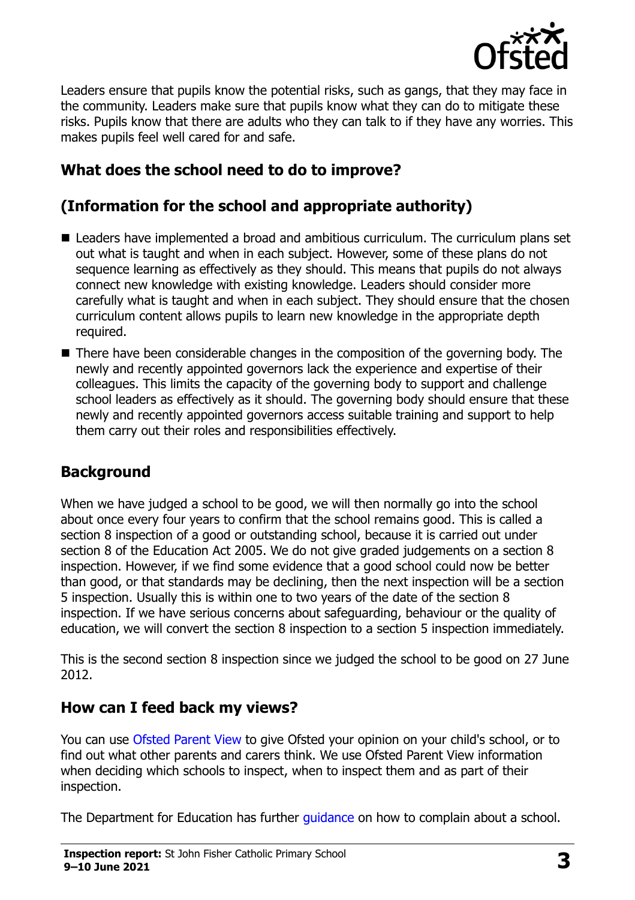Leaders ensure that pupils know the potential risks, such as gangs, that they may face in the community. Leaders make sure that pupils know what they can do to mitigate these risks. Pupils know that there are adults who they can talk to if they have any worries. This makes pupils feel well cared for and safe.

## What does the school need to do to improve?

## (Information for the school and appropriate authority)

- Leaders have implemented a broad and ambitious curriculum. The curriculum plans set out what is taught and when in each subject. However, some of these plans do not sequence learning as effectively as they should. This means that pupils do not always connect new knowledge with existing knowledge. Leaders should consider more carefully what is taught and when in each subject. They should ensure that the chosen curriculum content allows pupils to learn new knowledge in the appropriate depth required.
- There have been considerable changes in the composition of the governing body. The newly and recently appointed governors lack the experience and expertise of their colleagues. This limits the capacity of the governing body to support and challenge school leaders as effectively as it should. The governing body should ensure that these newly and recently appointed governors access suitable training and support to help them carry out their roles and responsibilities effectively.

## Background

When we have judged a school to be good, we will then normally go into the school about once every four years to confirm that the school remains good. This is called a section 8 inspection of a good or outstanding school, because it is carried out under section 8 of the Education Act 2005. We do not give graded judgements on a section 8 inspection. However, if we find some evidence that a good school could now be better than good, or that standards may be declining, then the next inspection will be a section 5 inspection. Usually this is within one to two years of the date of the section 8 inspection. If we have serious concerns about safeguarding, behaviour or the quality of education, we will convert the section 8 inspection to a section 5 inspection immediately.

This is the second section 8 inspection since we judged the school to be good on 27 June 2012.

## How can I feed back my views?

You can use Ofsted Parent View to give Ofsted your opinion on your child's school, or to find out what other parents and carers think. We use Ofsted Parent View information when deciding which schools to inspect, when to inspect them and as part of their inspection.

The Department for Education has further guidance on how to complain about a school.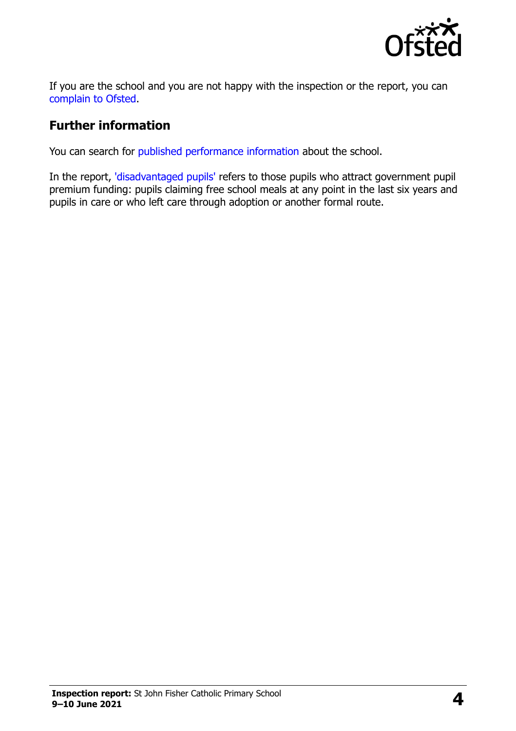If you are the school and you are not happy with the inspection or the report, you can complain to Ofsted.

## Further information

You can search for published performance information about the school.

In the report, 'disadvantaged pupils' refers to those pupils who attract government pupil premium funding: pupils claiming free school meals at any point in the last six years and pupils in care or who left care through adoption or another formal route.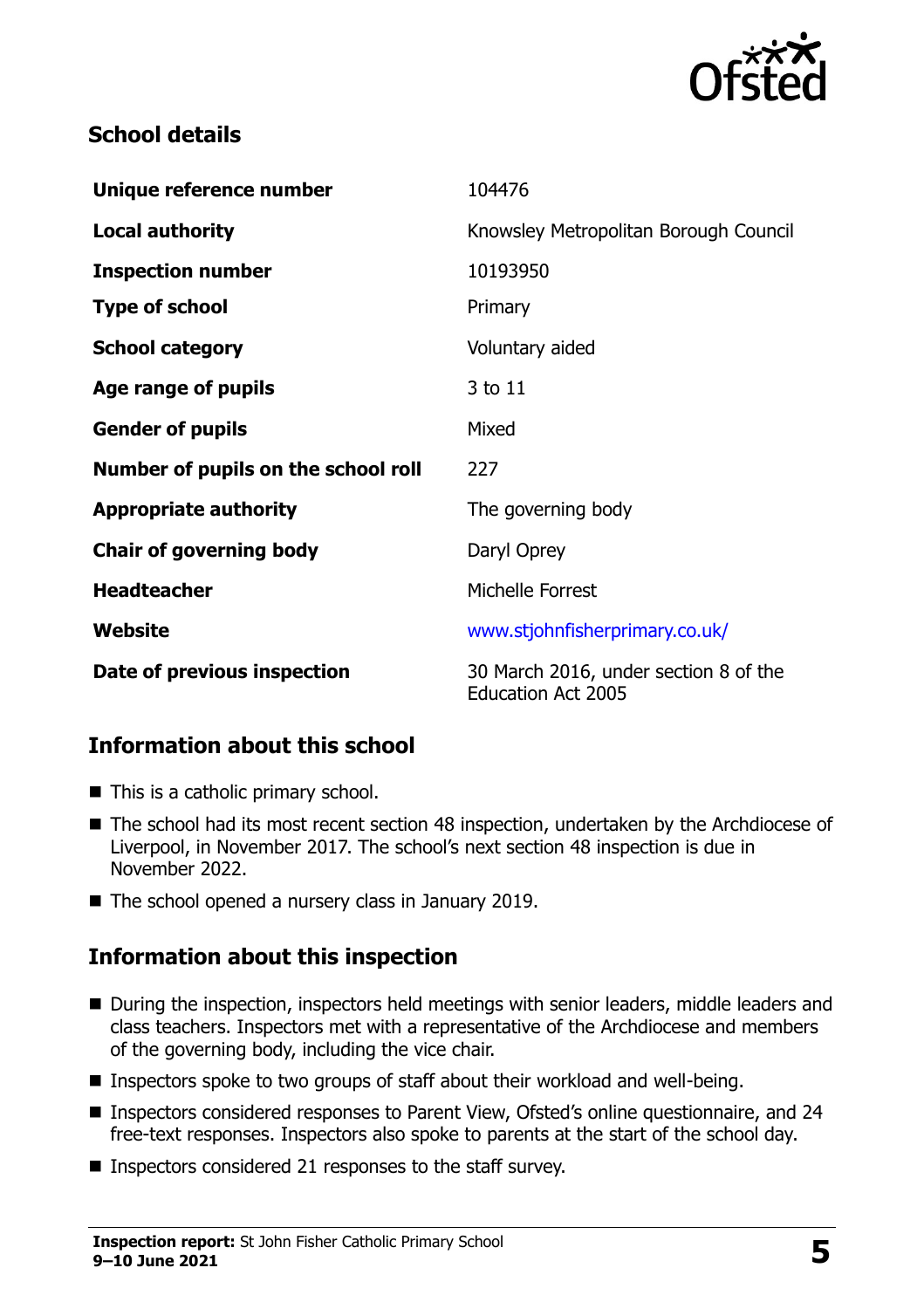## School details

| | |
|---|---|
| **Unique reference number** | 104476 |
| **Local authority** | Knowsley Metropolitan Borough Council |
| **Inspection number** | 10193950 |
| **Type of school** | Primary |
| **School category** | Voluntary aided |
| **Age range of pupils** | 3 to 11 |
| **Gender of pupils** | Mixed |
| **Number of pupils on the school roll** | 227 |
| **Appropriate authority** | The governing body |
| **Chair of governing body** | Daryl Oprey |
| **Headteacher** | Michelle Forrest |
| **Website** | www.stjohnfisherprimary.co.uk/ |
| **Date of previous inspection** | 30 March 2016, under section 8 of the Education Act 2005 |

## Information about this school

- This is a catholic primary school.
- The school had its most recent section 48 inspection, undertaken by the Archdiocese of Liverpool, in November 2017. The school's next section 48 inspection is due in November 2022.
- The school opened a nursery class in January 2019.

## Information about this inspection

- During the inspection, inspectors held meetings with senior leaders, middle leaders and class teachers. Inspectors met with a representative of the Archdiocese and members of the governing body, including the vice chair.
- Inspectors spoke to two groups of staff about their workload and well-being.
- Inspectors considered responses to Parent View, Ofsted's online questionnaire, and 24 free-text responses. Inspectors also spoke to parents at the start of the school day.
- Inspectors considered 21 responses to the staff survey.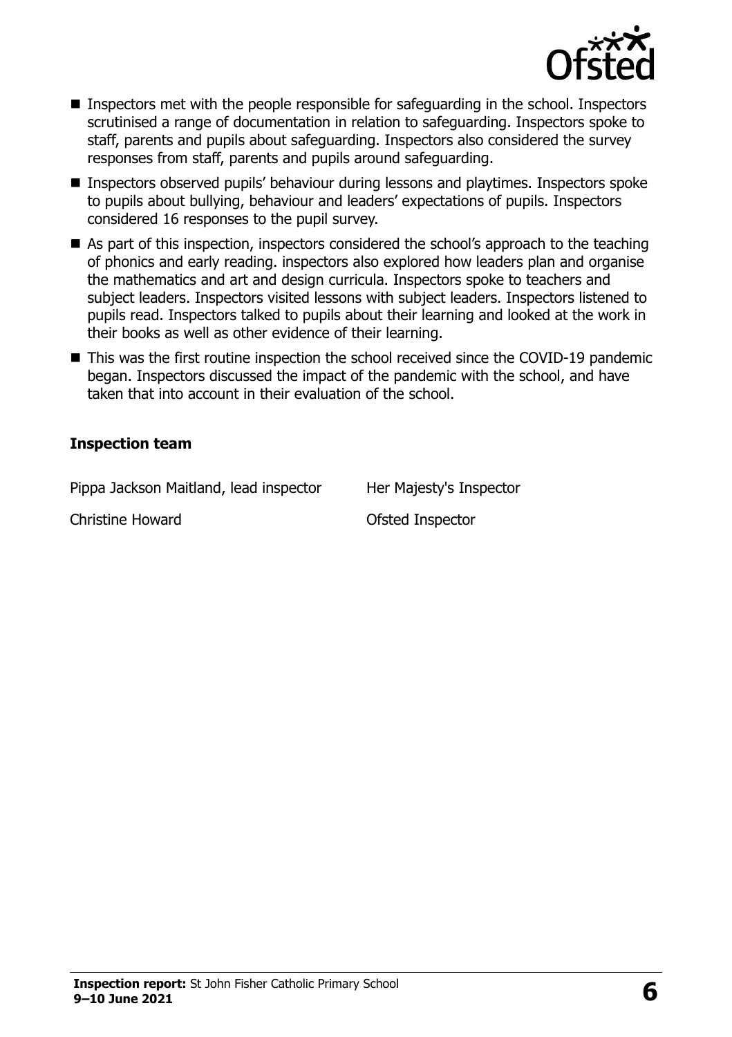- Inspectors met with the people responsible for safeguarding in the school. Inspectors scrutinised a range of documentation in relation to safeguarding. Inspectors spoke to staff, parents and pupils about safeguarding. Inspectors also considered the survey responses from staff, parents and pupils around safeguarding.
- Inspectors observed pupils' behaviour during lessons and playtimes. Inspectors spoke to pupils about bullying, behaviour and leaders' expectations of pupils. Inspectors considered 16 responses to the pupil survey.
- As part of this inspection, inspectors considered the school's approach to the teaching of phonics and early reading. inspectors also explored how leaders plan and organise the mathematics and art and design curricula. Inspectors spoke to teachers and subject leaders. Inspectors visited lessons with subject leaders. Inspectors listened to pupils read. Inspectors talked to pupils about their learning and looked at the work in their books as well as other evidence of their learning.
- This was the first routine inspection the school received since the COVID-19 pandemic began. Inspectors discussed the impact of the pandemic with the school, and have taken that into account in their evaluation of the school.

### Inspection team

| | |
|---|---|
| Pippa Jackson Maitland, lead inspector | Her Majesty's Inspector |
| Christine Howard | Ofsted Inspector |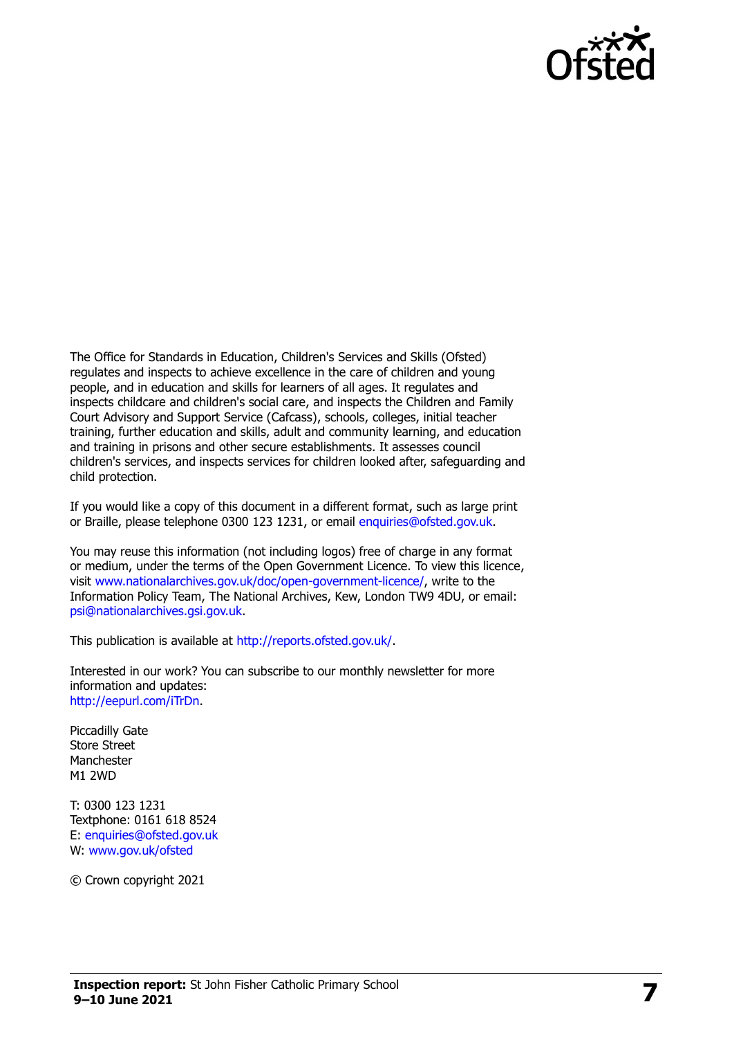The Office for Standards in Education, Children's Services and Skills (Ofsted) regulates and inspects to achieve excellence in the care of children and young people, and in education and skills for learners of all ages. It regulates and inspects childcare and children's social care, and inspects the Children and Family Court Advisory and Support Service (Cafcass), schools, colleges, initial teacher training, further education and skills, adult and community learning, and education and training in prisons and other secure establishments. It assesses council children's services, and inspects services for children looked after, safeguarding and child protection.

If you would like a copy of this document in a different format, such as large print or Braille, please telephone 0300 123 1231, or email enquiries@ofsted.gov.uk.

You may reuse this information (not including logos) free of charge in any format or medium, under the terms of the Open Government Licence. To view this licence, visit www.nationalarchives.gov.uk/doc/open-government-licence/, write to the Information Policy Team, The National Archives, Kew, London TW9 4DU, or email: psi@nationalarchives.gsi.gov.uk.

This publication is available at http://reports.ofsted.gov.uk/.

Interested in our work? You can subscribe to our monthly newsletter for more information and updates:
http://eepurl.com/iTrDn.

Piccadilly Gate
Store Street
Manchester
M1 2WD

T: 0300 123 1231
Textphone: 0161 618 8524
E: enquiries@ofsted.gov.uk
W: www.gov.uk/ofsted

© Crown copyright 2021